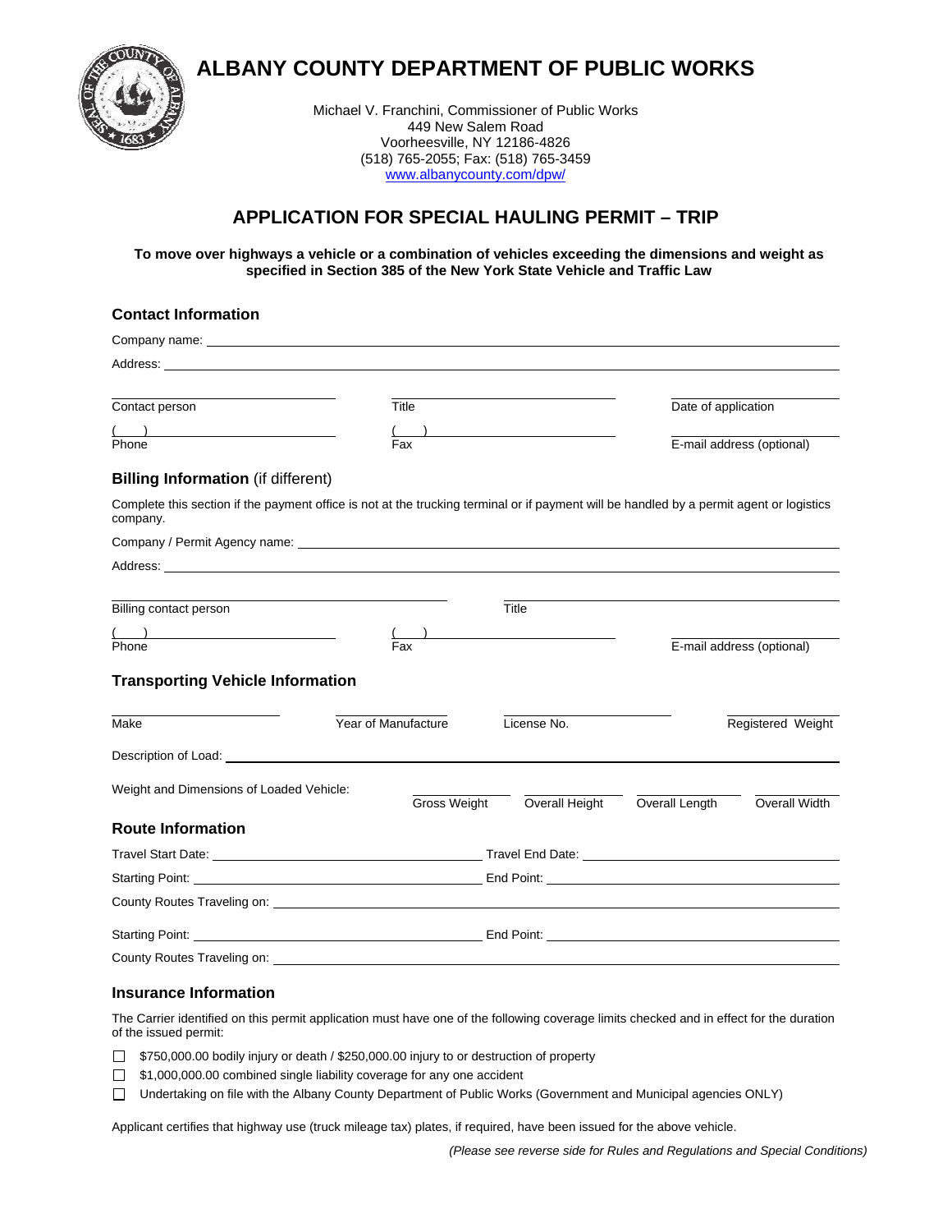# ALBANY COUNTY DEPARTMENT OF PUBLIC WORKS

Michael V. Franchini, Commissioner of Public Works
449 New Salem Road
Voorheesville, NY 12186-4826
(518) 765-2055; Fax: (518) 765-3459
www.albanycounty.com/dpw/

## APPLICATION FOR SPECIAL HAULING PERMIT – TRIP

**To move over highways a vehicle or a combination of vehicles exceeding the dimensions and weight as specified in Section 385 of the New York State Vehicle and Traffic Law**

### Contact Information

Company name: ______________________________

Address: ______________________________

| Contact person | Title | Date of application |
|---|---|---|
| ( ) Phone | ( ) Fax | E-mail address (optional) |

### Billing Information (if different)

Complete this section if the payment office is not at the trucking terminal or if payment will be handled by a permit agent or logistics company.

Company / Permit Agency name: ______________________________

Address: ______________________________

| Billing contact person | Title | |
|---|---|---|
| ( ) Phone | ( ) Fax | E-mail address (optional) |

### Transporting Vehicle Information

| Make | Year of Manufacture | License No. | Registered Weight |
|---|---|---|---|

Description of Load: ______________________________

Weight and Dimensions of Loaded Vehicle:

| Gross Weight | Overall Height | Overall Length | Overall Width |
|---|---|---|---|

### Route Information

Travel Start Date: ____________________ Travel End Date: ____________________

Starting Point: ____________________ End Point: ____________________

County Routes Traveling on: ______________________________

Starting Point: ____________________ End Point: ____________________

County Routes Traveling on: ______________________________

### Insurance Information

The Carrier identified on this permit application must have one of the following coverage limits checked and in effect for the duration of the issued permit:

- ☐ $750,000.00 bodily injury or death / $250,000.00 injury to or destruction of property
- ☐ $1,000,000.00 combined single liability coverage for any one accident
- ☐ Undertaking on file with the Albany County Department of Public Works (Government and Municipal agencies ONLY)

Applicant certifies that highway use (truck mileage tax) plates, if required, have been issued for the above vehicle.

*(Please see reverse side for Rules and Regulations and Special Conditions)*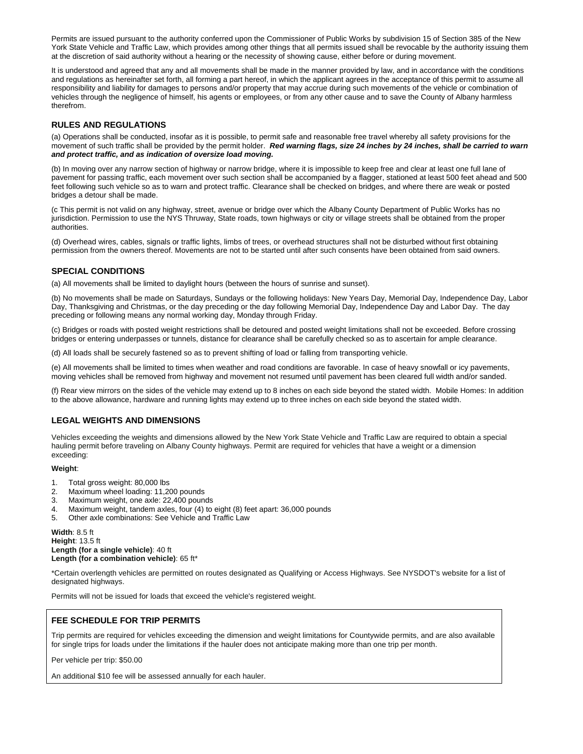Permits are issued pursuant to the authority conferred upon the Commissioner of Public Works by subdivision 15 of Section 385 of the New York State Vehicle and Traffic Law, which provides among other things that all permits issued shall be revocable by the authority issuing them at the discretion of said authority without a hearing or the necessity of showing cause, either before or during movement.

It is understood and agreed that any and all movements shall be made in the manner provided by law, and in accordance with the conditions and regulations as hereinafter set forth, all forming a part hereof, in which the applicant agrees in the acceptance of this permit to assume all responsibility and liability for damages to persons and/or property that may accrue during such movements of the vehicle or combination of vehicles through the negligence of himself, his agents or employees, or from any other cause and to save the County of Albany harmless therefrom.

### RULES AND REGULATIONS

(a) Operations shall be conducted, insofar as it is possible, to permit safe and reasonable free travel whereby all safety provisions for the movement of such traffic shall be provided by the permit holder. ***Red warning flags, size 24 inches by 24 inches, shall be carried to warn and protect traffic, and as indication of oversize load moving.***

(b) In moving over any narrow section of highway or narrow bridge, where it is impossible to keep free and clear at least one full lane of pavement for passing traffic, each movement over such section shall be accompanied by a flagger, stationed at least 500 feet ahead and 500 feet following such vehicle so as to warn and protect traffic. Clearance shall be checked on bridges, and where there are weak or posted bridges a detour shall be made.

(c This permit is not valid on any highway, street, avenue or bridge over which the Albany County Department of Public Works has no jurisdiction. Permission to use the NYS Thruway, State roads, town highways or city or village streets shall be obtained from the proper authorities.

(d) Overhead wires, cables, signals or traffic lights, limbs of trees, or overhead structures shall not be disturbed without first obtaining permission from the owners thereof. Movements are not to be started until after such consents have been obtained from said owners.

### SPECIAL CONDITIONS

(a) All movements shall be limited to daylight hours (between the hours of sunrise and sunset).

(b) No movements shall be made on Saturdays, Sundays or the following holidays: New Years Day, Memorial Day, Independence Day, Labor Day, Thanksgiving and Christmas, or the day preceding or the day following Memorial Day, Independence Day and Labor Day. The day preceding or following means any normal working day, Monday through Friday.

(c) Bridges or roads with posted weight restrictions shall be detoured and posted weight limitations shall not be exceeded. Before crossing bridges or entering underpasses or tunnels, distance for clearance shall be carefully checked so as to ascertain for ample clearance.

(d) All loads shall be securely fastened so as to prevent shifting of load or falling from transporting vehicle.

(e) All movements shall be limited to times when weather and road conditions are favorable. In case of heavy snowfall or icy pavements, moving vehicles shall be removed from highway and movement not resumed until pavement has been cleared full width and/or sanded.

(f) Rear view mirrors on the sides of the vehicle may extend up to 8 inches on each side beyond the stated width. Mobile Homes: In addition to the above allowance, hardware and running lights may extend up to three inches on each side beyond the stated width.

### LEGAL WEIGHTS AND DIMENSIONS

Vehicles exceeding the weights and dimensions allowed by the New York State Vehicle and Traffic Law are required to obtain a special hauling permit before traveling on Albany County highways. Permit are required for vehicles that have a weight or a dimension exceeding:

**Weight**:

1. Total gross weight: 80,000 lbs
2. Maximum wheel loading: 11,200 pounds
3. Maximum weight, one axle: 22,400 pounds
4. Maximum weight, tandem axles, four (4) to eight (8) feet apart: 36,000 pounds
5. Other axle combinations: See Vehicle and Traffic Law

**Width**: 8.5 ft
**Height**: 13.5 ft
**Length (for a single vehicle)**: 40 ft
**Length (for a combination vehicle)**: 65 ft*

*Certain overlength vehicles are permitted on routes designated as Qualifying or Access Highways. See NYSDOT's website for a list of designated highways.

Permits will not be issued for loads that exceed the vehicle's registered weight.

### FEE SCHEDULE FOR TRIP PERMITS

Trip permits are required for vehicles exceeding the dimension and weight limitations for Countywide permits, and are also available for single trips for loads under the limitations if the hauler does not anticipate making more than one trip per month.

Per vehicle per trip: $50.00

An additional $10 fee will be assessed annually for each hauler.